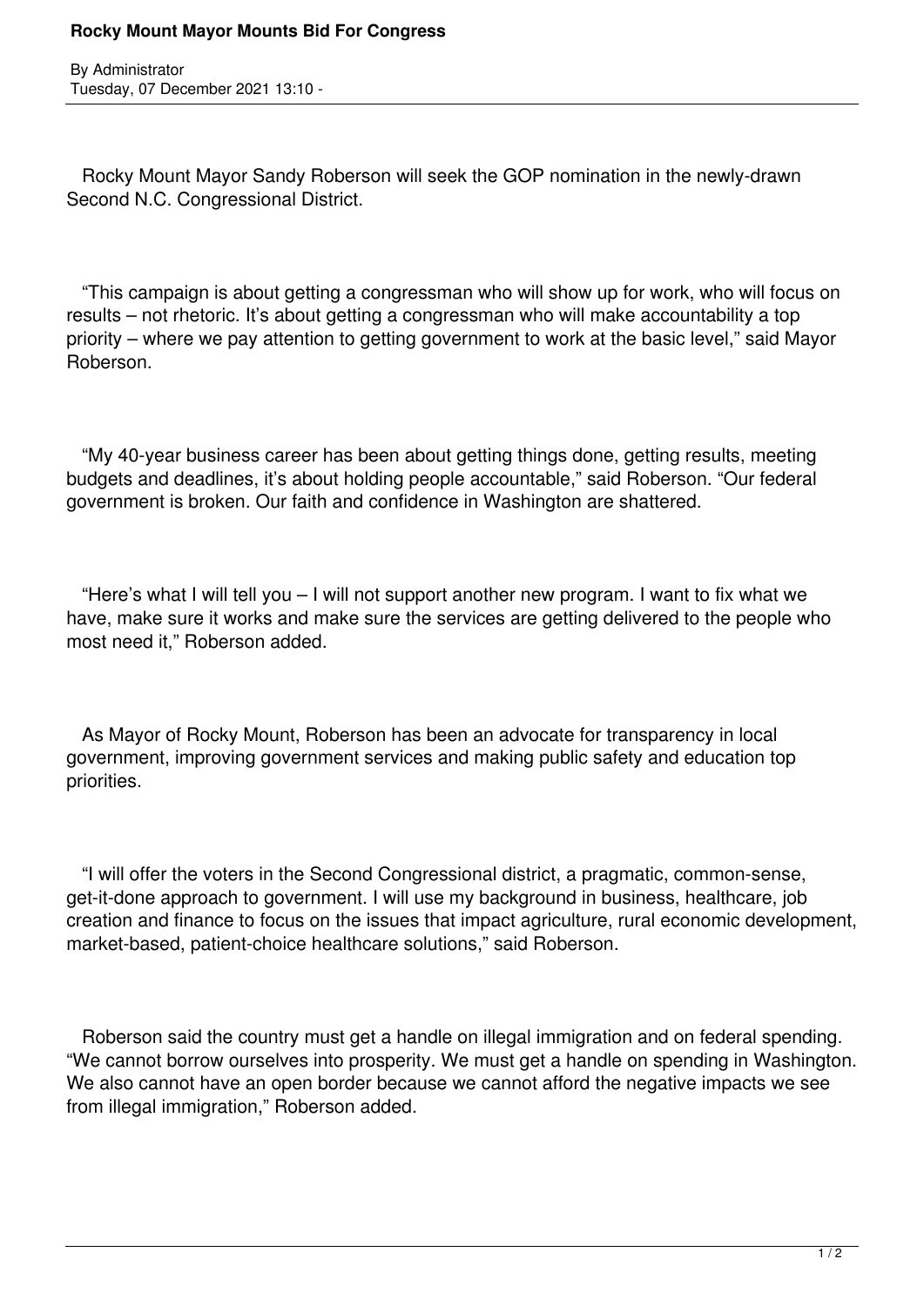# Rocky Mount Mayor Mounts Bid For Congress

By Administrator
Tuesday, 07 December 2021 13:10 -

Rocky Mount Mayor Sandy Roberson will seek the GOP nomination in the newly-drawn Second N.C. Congressional District.

"This campaign is about getting a congressman who will show up for work, who will focus on results – not rhetoric. It's about getting a congressman who will make accountability a top priority – where we pay attention to getting government to work at the basic level," said Mayor Roberson.

"My 40-year business career has been about getting things done, getting results, meeting budgets and deadlines, it's about holding people accountable," said Roberson. "Our federal government is broken. Our faith and confidence in Washington are shattered.

"Here's what I will tell you – I will not support another new program. I want to fix what we have, make sure it works and make sure the services are getting delivered to the people who most need it," Roberson added.

As Mayor of Rocky Mount, Roberson has been an advocate for transparency in local government, improving government services and making public safety and education top priorities.

"I will offer the voters in the Second Congressional district, a pragmatic, common-sense, get-it-done approach to government. I will use my background in business, healthcare, job creation and finance to focus on the issues that impact agriculture, rural economic development, market-based, patient-choice healthcare solutions," said Roberson.

Roberson said the country must get a handle on illegal immigration and on federal spending. "We cannot borrow ourselves into prosperity. We must get a handle on spending in Washington. We also cannot have an open border because we cannot afford the negative impacts we see from illegal immigration," Roberson added.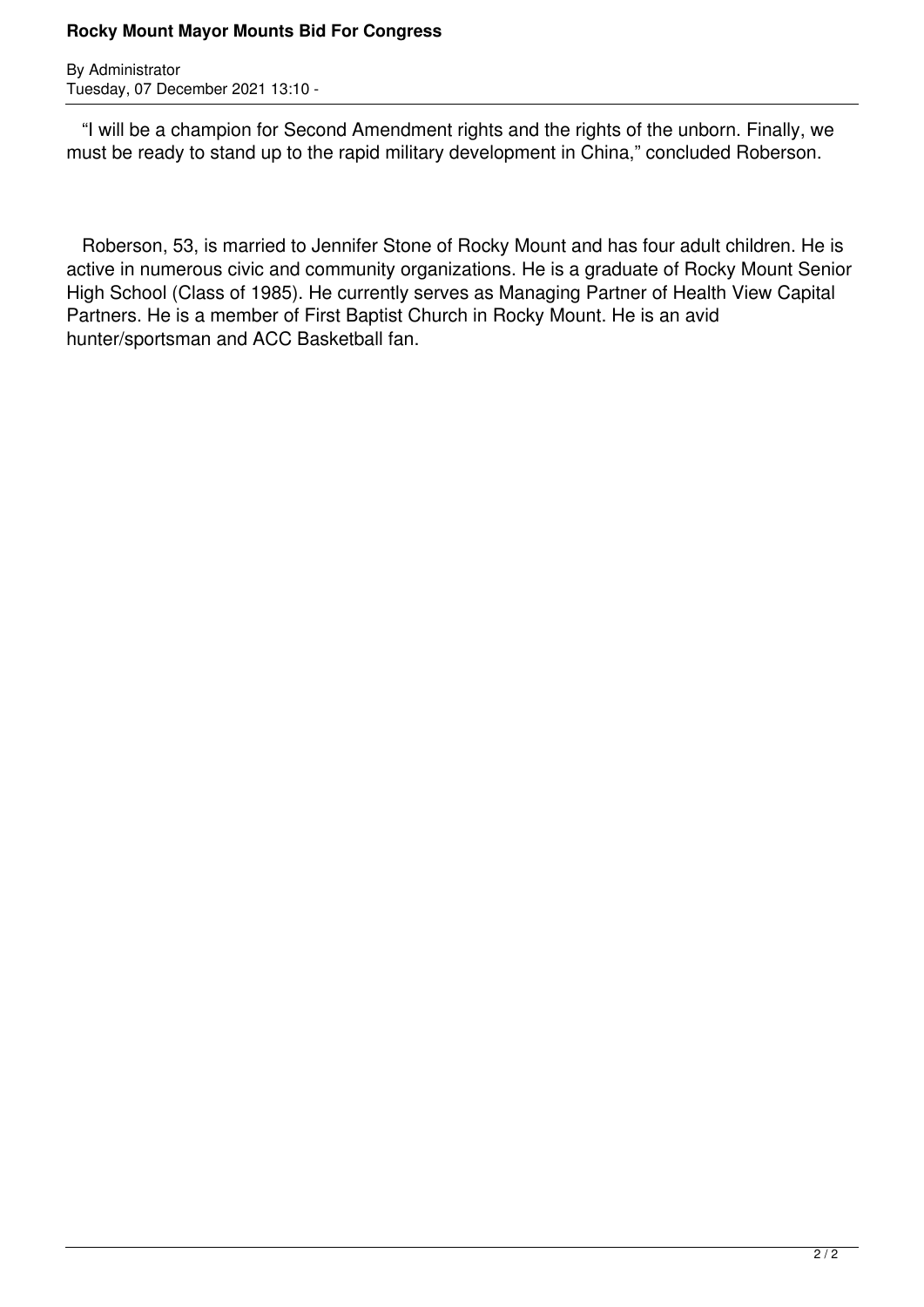"I will be a champion for Second Amendment rights and the rights of the unborn. Finally, we must be ready to stand up to the rapid military development in China," concluded Roberson.

Roberson, 53, is married to Jennifer Stone of Rocky Mount and has four adult children. He is active in numerous civic and community organizations. He is a graduate of Rocky Mount Senior High School (Class of 1985). He currently serves as Managing Partner of Health View Capital Partners. He is a member of First Baptist Church in Rocky Mount. He is an avid hunter/sportsman and ACC Basketball fan.